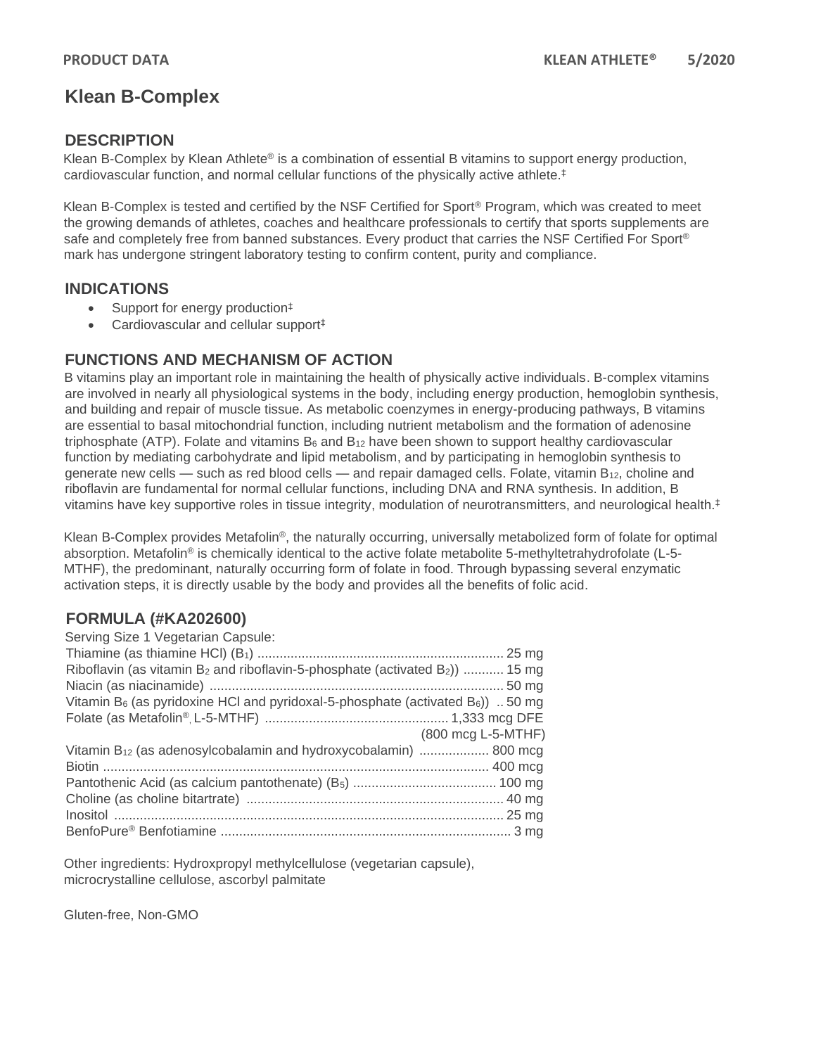# Klean B-Complex

## DESCRIPTION

Klean B-Complex by Klean Athlete® is a combination of essential B vitamins to support energy production, cardiovascular function, and normal cellular functions of the physically active athlete.‡

Klean B-Complex is tested and certified by the NSF Certified for Sport® Program, which was created to meet the growing demands of athletes, coaches and healthcare professionals to certify that sports supplements are safe and completely free from banned substances. Every product that carries the NSF Certified For Sport® mark has undergone stringent laboratory testing to confirm content, purity and compliance.

## INDICATIONS

- Support for energy production‡
- Cardiovascular and cellular support‡

## FUNCTIONS AND MECHANISM OF ACTION

B vitamins play an important role in maintaining the health of physically active individuals. B-complex vitamins are involved in nearly all physiological systems in the body, including energy production, hemoglobin synthesis, and building and repair of muscle tissue. As metabolic coenzymes in energy-producing pathways, B vitamins are essential to basal mitochondrial function, including nutrient metabolism and the formation of adenosine triphosphate (ATP). Folate and vitamins $B_6$ and $B_{12}$ have been shown to support healthy cardiovascular function by mediating carbohydrate and lipid metabolism, and by participating in hemoglobin synthesis to generate new cells — such as red blood cells — and repair damaged cells. Folate, vitamin $B_{12}$, choline and riboflavin are fundamental for normal cellular functions, including DNA and RNA synthesis. In addition, B vitamins have key supportive roles in tissue integrity, modulation of neurotransmitters, and neurological health.‡

Klean B-Complex provides Metafolin®, the naturally occurring, universally metabolized form of folate for optimal absorption. Metafolin® is chemically identical to the active folate metabolite 5-methyltetrahydrofolate (L-5-MTHF), the predominant, naturally occurring form of folate in food. Through bypassing several enzymatic activation steps, it is directly usable by the body and provides all the benefits of folic acid.

## FORMULA (#KA202600)

Serving Size 1 Vegetarian Capsule:

| Ingredient | Amount |
|---|---|
| Thiamine (as thiamine HCl) ($B_1$) | 25 mg |
| Riboflavin (as vitamin $B_2$ and riboflavin-5-phosphate (activated $B_2$)) | 15 mg |
| Niacin (as niacinamide) | 50 mg |
| Vitamin $B_6$ (as pyridoxine HCl and pyridoxal-5-phosphate (activated $B_6$)) | 50 mg |
| Folate (as Metafolin®, L-5-MTHF) | 1,333 mcg DFE (800 mcg L-5-MTHF) |
| Vitamin $B_{12}$ (as adenosylcobalamin and hydroxycobalamin) | 800 mcg |
| Biotin | 400 mcg |
| Pantothenic Acid (as calcium pantothenate) ($B_5$) | 100 mg |
| Choline (as choline bitartrate) | 40 mg |
| Inositol | 25 mg |
| BenfoPure® Benfotiamine | 3 mg |

Other ingredients: Hydroxpropyl methylcellulose (vegetarian capsule), microcrystalline cellulose, ascorbyl palmitate

Gluten-free, Non-GMO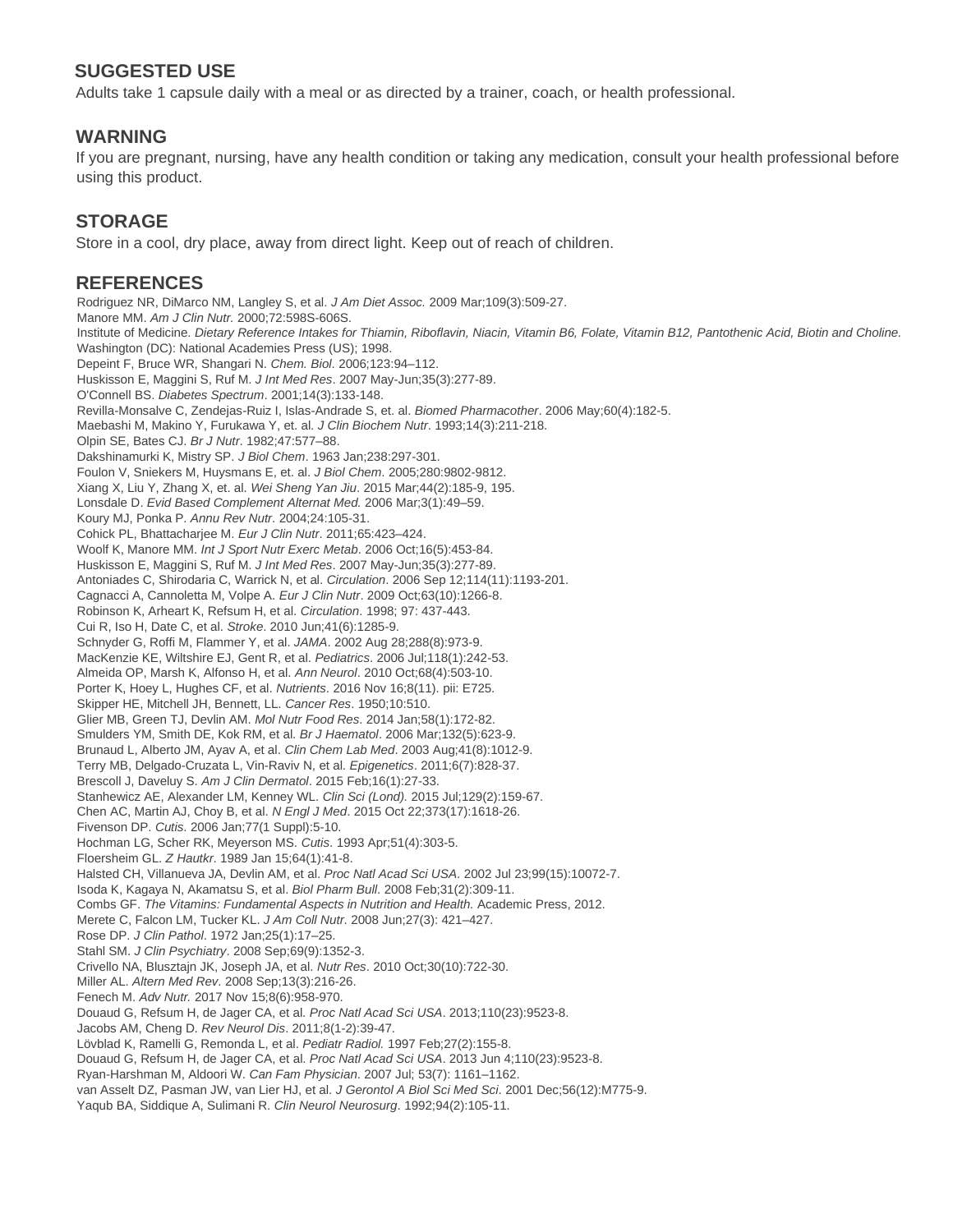## SUGGESTED USE

Adults take 1 capsule daily with a meal or as directed by a trainer, coach, or health professional.

## WARNING

If you are pregnant, nursing, have any health condition or taking any medication, consult your health professional before using this product.

## STORAGE

Store in a cool, dry place, away from direct light. Keep out of reach of children.

## REFERENCES

Rodriguez NR, DiMarco NM, Langley S, et al. *J Am Diet Assoc.* 2009 Mar;109(3):509-27.  
Manore MM. *Am J Clin Nutr.* 2000;72:598S-606S.  
Institute of Medicine. *Dietary Reference Intakes for Thiamin, Riboflavin, Niacin, Vitamin B6, Folate, Vitamin B12, Pantothenic Acid, Biotin and Choline.* Washington (DC): National Academies Press (US); 1998.  
Depeint F, Bruce WR, Shangari N. *Chem. Biol*. 2006;123:94–112.  
Huskisson E, Maggini S, Ruf M. *J Int Med Res*. 2007 May-Jun;35(3):277-89.  
O'Connell BS. *Diabetes Spectrum*. 2001;14(3):133-148.  
Revilla-Monsalve C, Zendejas-Ruiz I, Islas-Andrade S, et. al. *Biomed Pharmacother*. 2006 May;60(4):182-5.  
Maebashi M, Makino Y, Furukawa Y, et. al. *J Clin Biochem Nutr*. 1993;14(3):211-218.  
Olpin SE, Bates CJ. *Br J Nutr*. 1982;47:577–88.  
Dakshinamurki K, Mistry SP. *J Biol Chem*. 1963 Jan;238:297-301.  
Foulon V, Sniekers M, Huysmans E, et. al. *J Biol Chem*. 2005;280:9802-9812.  
Xiang X, Liu Y, Zhang X, et. al. *Wei Sheng Yan Jiu*. 2015 Mar;44(2):185-9, 195.  
Lonsdale D. *Evid Based Complement Alternat Med.* 2006 Mar;3(1):49–59.  
Koury MJ, Ponka P. *Annu Rev Nutr*. 2004;24:105-31.  
Cohick PL, Bhattacharjee M. *Eur J Clin Nutr*. 2011;65:423–424.  
Woolf K, Manore MM. *Int J Sport Nutr Exerc Metab*. 2006 Oct;16(5):453-84.  
Huskisson E, Maggini S, Ruf M. *J Int Med Res*. 2007 May-Jun;35(3):277-89.  
Antoniades C, Shirodaria C, Warrick N, et al. *Circulation*. 2006 Sep 12;114(11):1193-201.  
Cagnacci A, Cannoletta M, Volpe A. *Eur J Clin Nutr*. 2009 Oct;63(10):1266-8.  
Robinson K, Arheart K, Refsum H, et al. *Circulation*. 1998; 97: 437-443.  
Cui R, Iso H, Date C, et al. *Stroke*. 2010 Jun;41(6):1285-9.  
Schnyder G, Roffi M, Flammer Y, et al. *JAMA*. 2002 Aug 28;288(8):973-9.  
MacKenzie KE, Wiltshire EJ, Gent R, et al. *Pediatrics*. 2006 Jul;118(1):242-53.  
Almeida OP, Marsh K, Alfonso H, et al. *Ann Neurol*. 2010 Oct;68(4):503-10.  
Porter K, Hoey L, Hughes CF, et al. *Nutrients*. 2016 Nov 16;8(11). pii: E725.  
Skipper HE, Mitchell JH, Bennett, LL. *Cancer Res*. 1950;10:510.  
Glier MB, Green TJ, Devlin AM. *Mol Nutr Food Res*. 2014 Jan;58(1):172-82.  
Smulders YM, Smith DE, Kok RM, et al. *Br J Haematol*. 2006 Mar;132(5):623-9.  
Brunaud L, Alberto JM, Ayav A, et al. *Clin Chem Lab Med*. 2003 Aug;41(8):1012-9.  
Terry MB, Delgado-Cruzata L, Vin-Raviv N, et al. *Epigenetics*. 2011;6(7):828-37.  
Brescoll J, Daveluy S. *Am J Clin Dermatol*. 2015 Feb;16(1):27-33.  
Stanhewicz AE, Alexander LM, Kenney WL. *Clin Sci (Lond).* 2015 Jul;129(2):159-67.  
Chen AC, Martin AJ, Choy B, et al. *N Engl J Med*. 2015 Oct 22;373(17):1618-26.  
Fivenson DP. *Cutis*. 2006 Jan;77(1 Suppl):5-10.  
Hochman LG, Scher RK, Meyerson MS. *Cutis*. 1993 Apr;51(4):303-5.  
Floersheim GL. *Z Hautkr*. 1989 Jan 15;64(1):41-8.  
Halsted CH, Villanueva JA, Devlin AM, et al. *Proc Natl Acad Sci USA*. 2002 Jul 23;99(15):10072-7.  
Isoda K, Kagaya N, Akamatsu S, et al. *Biol Pharm Bull*. 2008 Feb;31(2):309-11.  
Combs GF. *The Vitamins: Fundamental Aspects in Nutrition and Health.* Academic Press, 2012.  
Merete C, Falcon LM, Tucker KL. *J Am Coll Nutr*. 2008 Jun;27(3): 421–427.  
Rose DP. *J Clin Pathol*. 1972 Jan;25(1):17–25.  
Stahl SM. *J Clin Psychiatry*. 2008 Sep;69(9):1352-3.  
Crivello NA, Blusztajn JK, Joseph JA, et al. *Nutr Res*. 2010 Oct;30(10):722-30.  
Miller AL. *Altern Med Rev*. 2008 Sep;13(3):216-26.  
Fenech M. *Adv Nutr.* 2017 Nov 15;8(6):958-970.  
Douaud G, Refsum H, de Jager CA, et al. *Proc Natl Acad Sci USA*. 2013;110(23):9523-8.  
Jacobs AM, Cheng D. *Rev Neurol Dis*. 2011;8(1-2):39-47.  
Lövblad K, Ramelli G, Remonda L, et al. *Pediatr Radiol.* 1997 Feb;27(2):155-8.  
Douaud G, Refsum H, de Jager CA, et al. *Proc Natl Acad Sci USA*. 2013 Jun 4;110(23):9523-8.  
Ryan-Harshman M, Aldoori W. *Can Fam Physician*. 2007 Jul; 53(7): 1161–1162.  
van Asselt DZ, Pasman JW, van Lier HJ, et al. *J Gerontol A Biol Sci Med Sci*. 2001 Dec;56(12):M775-9.  
Yaqub BA, Siddique A, Sulimani R. *Clin Neurol Neurosurg*. 1992;94(2):105-11.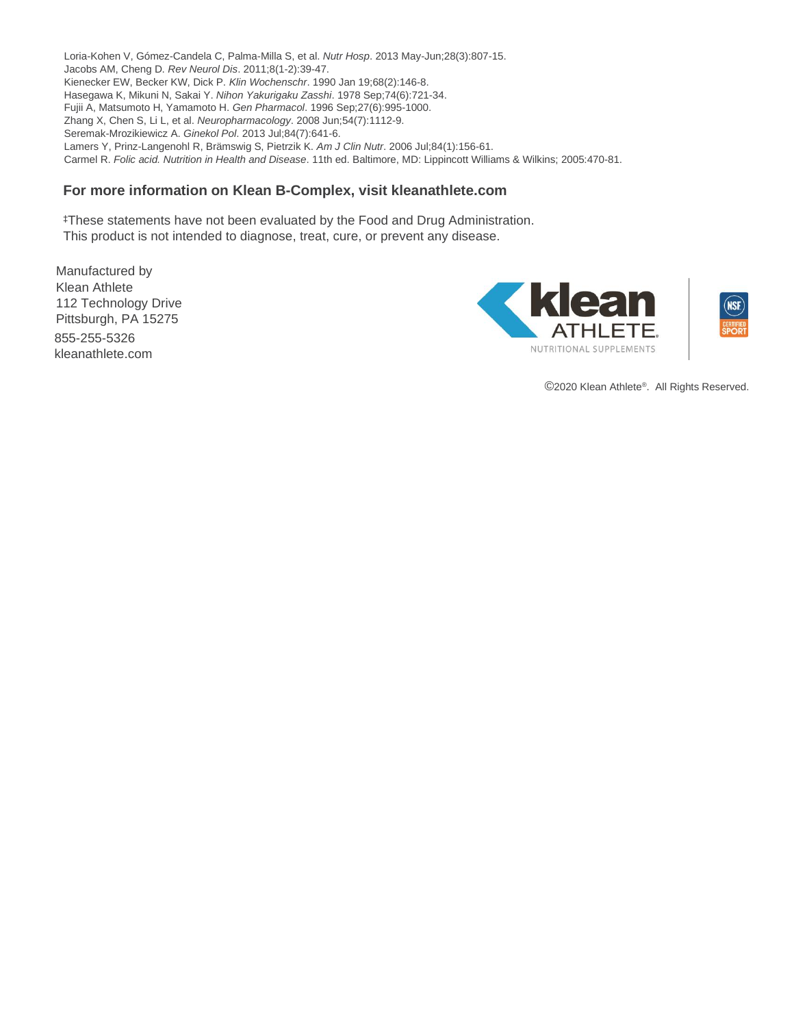Loria-Kohen V, Gómez-Candela C, Palma-Milla S, et al. *Nutr Hosp*. 2013 May-Jun;28(3):807-15.
Jacobs AM, Cheng D. *Rev Neurol Dis*. 2011;8(1-2):39-47.
Kienecker EW, Becker KW, Dick P. *Klin Wochenschr*. 1990 Jan 19;68(2):146-8.
Hasegawa K, Mikuni N, Sakai Y. *Nihon Yakurigaku Zasshi*. 1978 Sep;74(6):721-34.
Fujii A, Matsumoto H, Yamamoto H. *Gen Pharmacol*. 1996 Sep;27(6):995-1000.
Zhang X, Chen S, Li L, et al. *Neuropharmacology*. 2008 Jun;54(7):1112-9.
Seremak-Mrozikiewicz A. *Ginekol Pol*. 2013 Jul;84(7):641-6.
Lamers Y, Prinz-Langenohl R, Brämswig S, Pietrzik K. *Am J Clin Nutr*. 2006 Jul;84(1):156-61.
Carmel R. *Folic acid. Nutrition in Health and Disease*. 11th ed. Baltimore, MD: Lippincott Williams & Wilkins; 2005:470-81.

**For more information on Klean B-Complex, visit kleanathlete.com**

‡These statements have not been evaluated by the Food and Drug Administration.
This product is not intended to diagnose, treat, cure, or prevent any disease.

Manufactured by
Klean Athlete
112 Technology Drive
Pittsburgh, PA 15275
855-255-5326
kleanathlete.com

klean ATHLETE. NUTRITIONAL SUPPLEMENTS

NSF CERTIFIED SPORT

©2020 Klean Athlete®. All Rights Reserved.